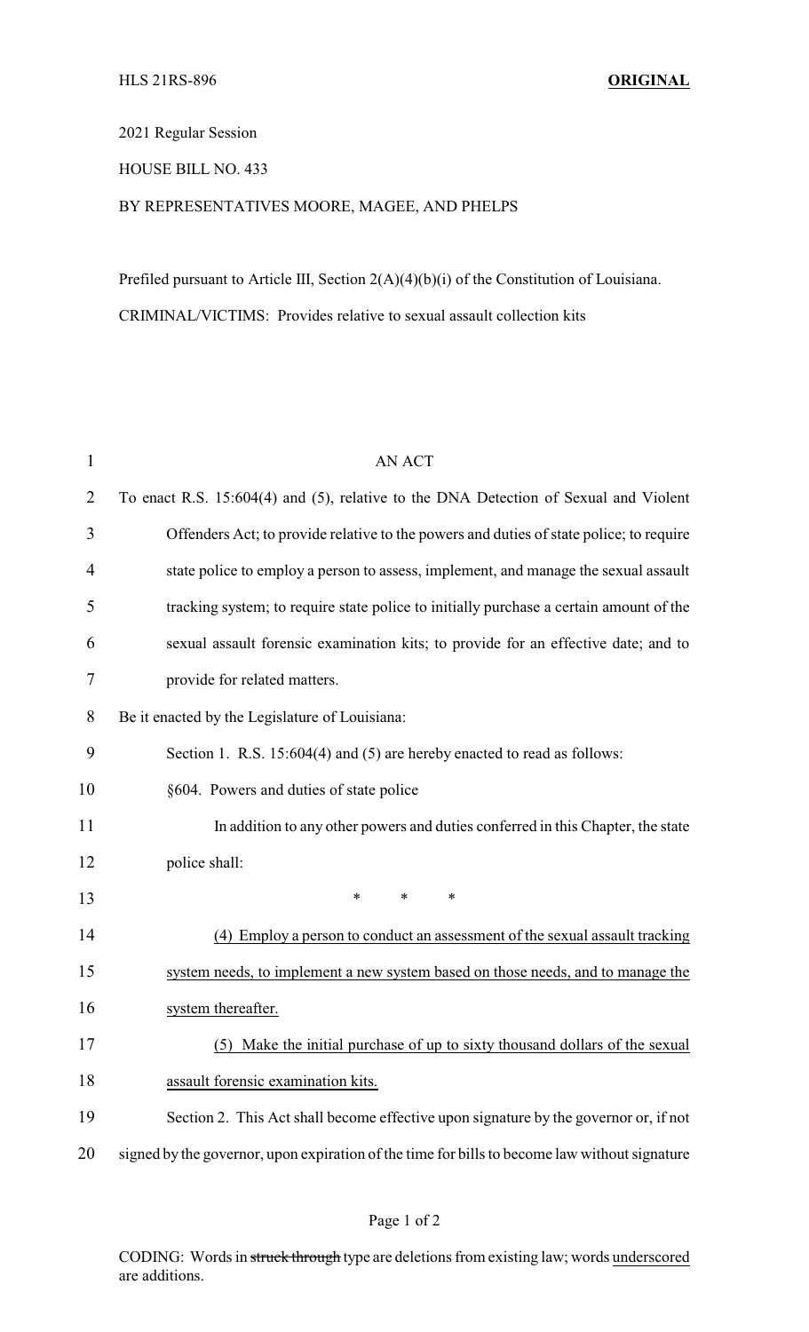HLS 21RS-896 **ORIGINAL**

2021 Regular Session

HOUSE BILL NO. 433

BY REPRESENTATIVES MOORE, MAGEE, AND PHELPS

Prefiled pursuant to Article III, Section 2(A)(4)(b)(i) of the Constitution of Louisiana.

CRIMINAL/VICTIMS: Provides relative to sexual assault collection kits

AN ACT

To enact R.S. 15:604(4) and (5), relative to the DNA Detection of Sexual and Violent Offenders Act; to provide relative to the powers and duties of state police; to require state police to employ a person to assess, implement, and manage the sexual assault tracking system; to require state police to initially purchase a certain amount of the sexual assault forensic examination kits; to provide for an effective date; and to provide for related matters.

Be it enacted by the Legislature of Louisiana:

Section 1. R.S. 15:604(4) and (5) are hereby enacted to read as follows:

§604. Powers and duties of state police

In addition to any other powers and duties conferred in this Chapter, the state police shall:

\* \* \*

<u>(4) Employ a person to conduct an assessment of the sexual assault tracking system needs, to implement a new system based on those needs, and to manage the system thereafter.</u>

<u>(5) Make the initial purchase of up to sixty thousand dollars of the sexual assault forensic examination kits.</u>

Section 2. This Act shall become effective upon signature by the governor or, if not signed by the governor, upon expiration of the time for bills to become law without signature

CODING: Words in ~~struck through~~ type are deletions from existing law; words <u>underscored</u> are additions.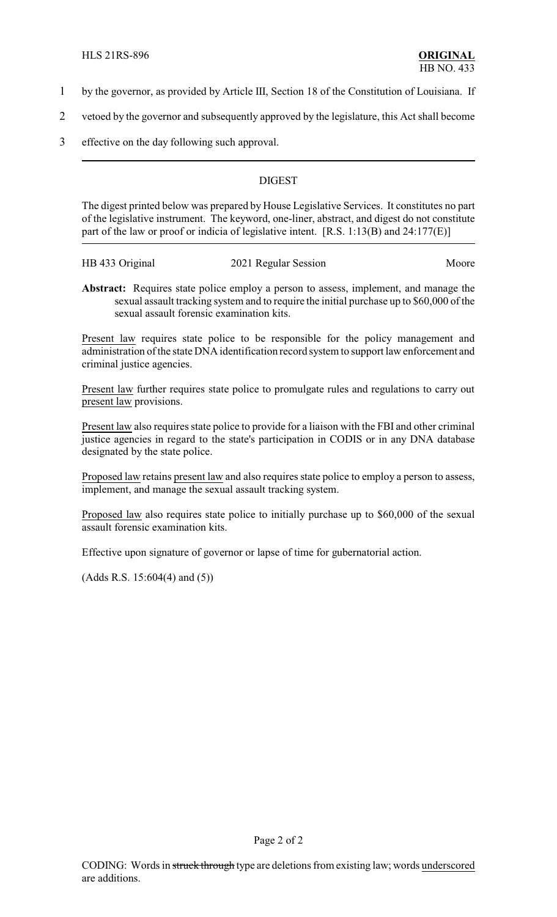1 by the governor, as provided by Article III, Section 18 of the Constitution of Louisiana. If

2 vetoed by the governor and subsequently approved by the legislature, this Act shall become

3 effective on the day following such approval.

---

## DIGEST

The digest printed below was prepared by House Legislative Services. It constitutes no part of the legislative instrument. The keyword, one-liner, abstract, and digest do not constitute part of the law or proof or indicia of legislative intent. [R.S. 1:13(B) and 24:177(E)]

---

HB 433 Original 2021 Regular Session Moore

**Abstract:** Requires state police employ a person to assess, implement, and manage the sexual assault tracking system and to require the initial purchase up to $60,000 of the sexual assault forensic examination kits.

Present law requires state police to be responsible for the policy management and administration of the state DNA identification record system to support law enforcement and criminal justice agencies.

Present law further requires state police to promulgate rules and regulations to carry out present law provisions.

Present law also requires state police to provide for a liaison with the FBI and other criminal justice agencies in regard to the state's participation in CODIS or in any DNA database designated by the state police.

Proposed law retains present law and also requires state police to employ a person to assess, implement, and manage the sexual assault tracking system.

Proposed law also requires state police to initially purchase up to $60,000 of the sexual assault forensic examination kits.

Effective upon signature of governor or lapse of time for gubernatorial action.

(Adds R.S. 15:604(4) and (5))

CODING: Words in ~~struck through~~ type are deletions from existing law; words underscored are additions.